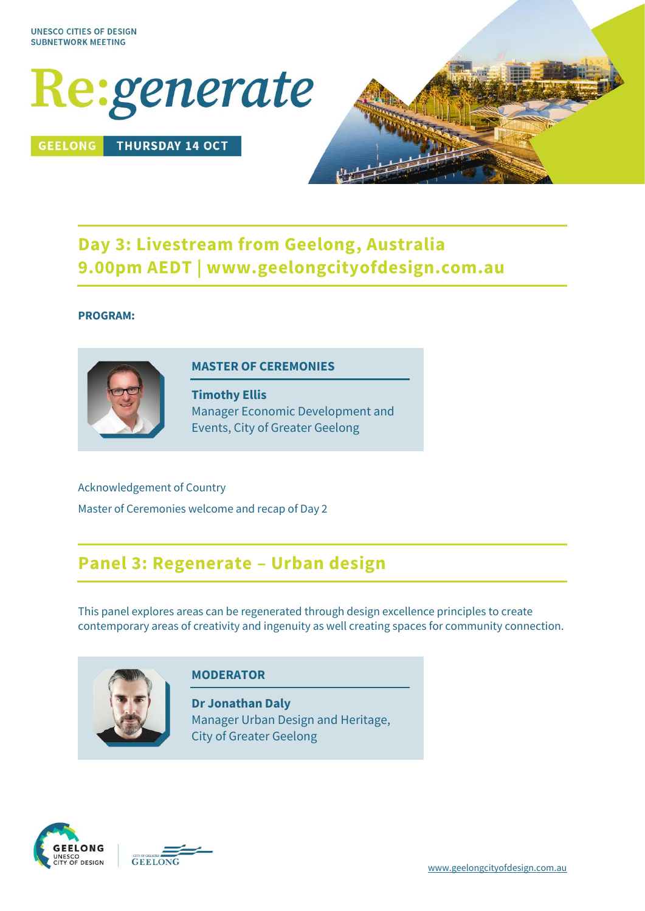UNESCO CITIES OF DESIGN
SUBNETWORK MEETING

# Re:generate

**GEELONG** | **THURSDAY 14 OCT**

## Day 3: Livestream from Geelong, Australia
## 9.00pm AEDT | www.geelongcityofdesign.com.au

**PROGRAM:**

**MASTER OF CEREMONIES**

**Timothy Ellis**
Manager Economic Development and Events, City of Greater Geelong

Acknowledgement of Country

Master of Ceremonies welcome and recap of Day 2

## Panel 3: Regenerate – Urban design

This panel explores areas can be regenerated through design excellence principles to create contemporary areas of creativity and ingenuity as well creating spaces for community connection.

**MODERATOR**

**Dr Jonathan Daly**
Manager Urban Design and Heritage, City of Greater Geelong

GEELONG UNESCO CITY OF DESIGN

CITY OF GREATER GEELONG

www.geelongcityofdesign.com.au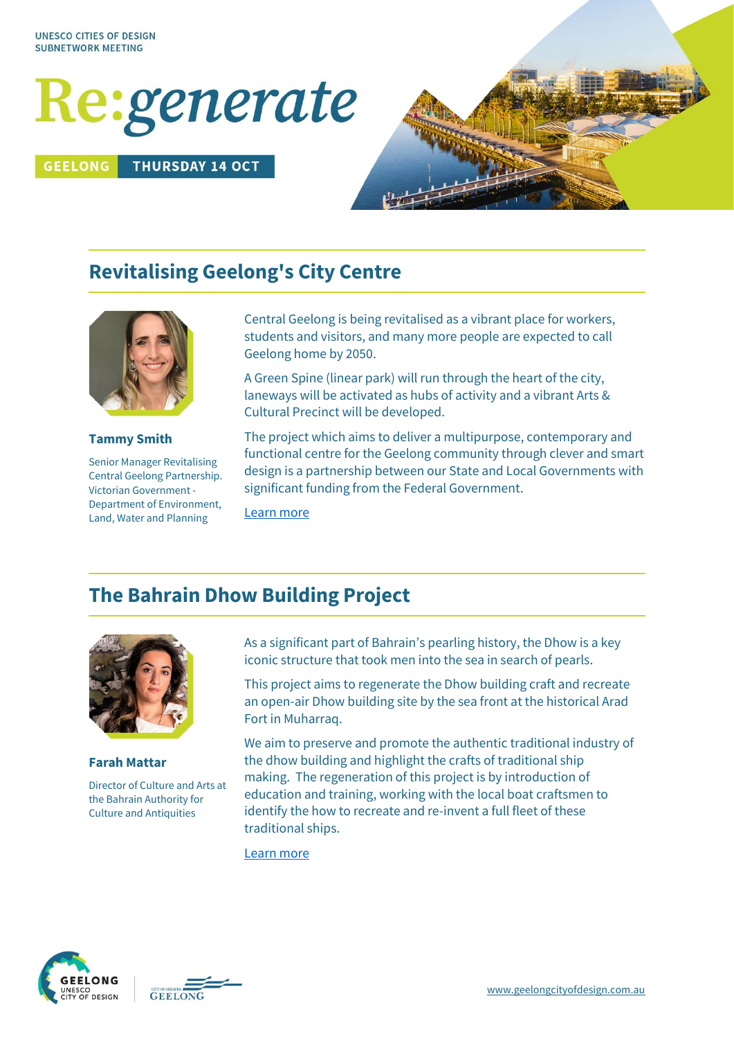UNESCO CITIES OF DESIGN
SUBNETWORK MEETING

# Re:generate

**GEELONG** **THURSDAY 14 OCT**

## Revitalising Geelong's City Centre

**Tammy Smith**

Senior Manager Revitalising Central Geelong Partnership. Victorian Government - Department of Environment, Land, Water and Planning

Central Geelong is being revitalised as a vibrant place for workers, students and visitors, and many more people are expected to call Geelong home by 2050.

A Green Spine (linear park) will run through the heart of the city, laneways will be activated as hubs of activity and a vibrant Arts & Cultural Precinct will be developed.

The project which aims to deliver a multipurpose, contemporary and functional centre for the Geelong community through clever and smart design is a partnership between our State and Local Governments with significant funding from the Federal Government.

Learn more

## The Bahrain Dhow Building Project

**Farah Mattar**

Director of Culture and Arts at the Bahrain Authority for Culture and Antiquities

As a significant part of Bahrain's pearling history, the Dhow is a key iconic structure that took men into the sea in search of pearls.

This project aims to regenerate the Dhow building craft and recreate an open-air Dhow building site by the sea front at the historical Arad Fort in Muharraq.

We aim to preserve and promote the authentic traditional industry of the dhow building and highlight the crafts of traditional ship making. The regeneration of this project is by introduction of education and training, working with the local boat craftsmen to identify the how to recreate and re-invent a full fleet of these traditional ships.

Learn more

GEELONG UNESCO CITY OF DESIGN | CITY OF GREATER GEELONG

www.geelongcityofdesign.com.au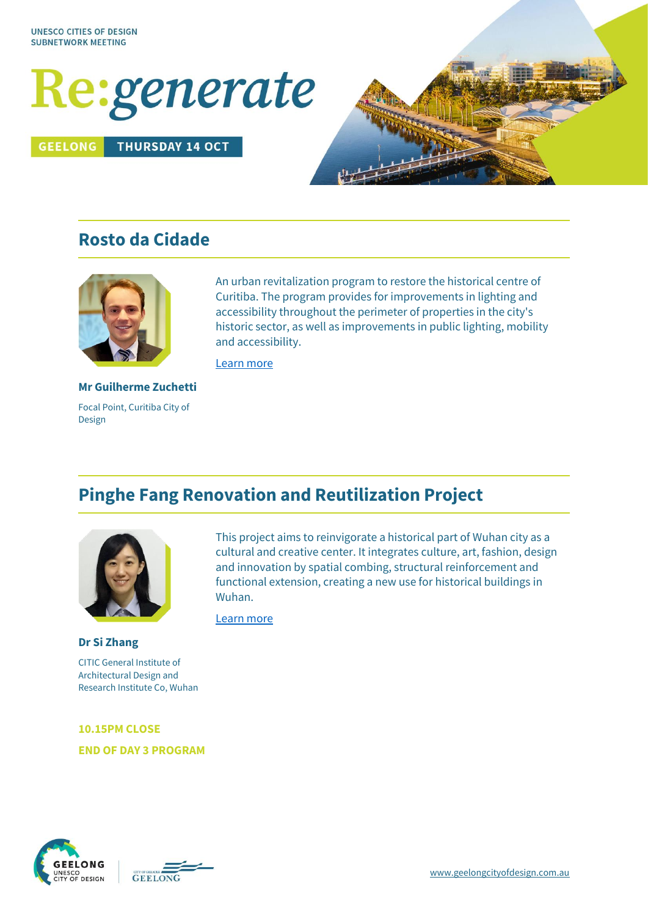UNESCO CITIES OF DESIGN
SUBNETWORK MEETING

# Re:generate

GEELONG | THURSDAY 14 OCT

## Rosto da Cidade

An urban revitalization program to restore the historical centre of Curitiba. The program provides for improvements in lighting and accessibility throughout the perimeter of properties in the city's historic sector, as well as improvements in public lighting, mobility and accessibility.

Learn more

**Mr Guilherme Zuchetti**

Focal Point, Curitiba City of Design

## Pinghe Fang Renovation and Reutilization Project

This project aims to reinvigorate a historical part of Wuhan city as a cultural and creative center. It integrates culture, art, fashion, design and innovation by spatial combing, structural reinforcement and functional extension, creating a new use for historical buildings in Wuhan.

Learn more

**Dr Si Zhang**

CITIC General Institute of Architectural Design and Research Institute Co, Wuhan

**10.15PM CLOSE**

**END OF DAY 3 PROGRAM**

GEELONG UNESCO CITY OF DESIGN

CITY OF GREATER GEELONG

www.geelongcityofdesign.com.au